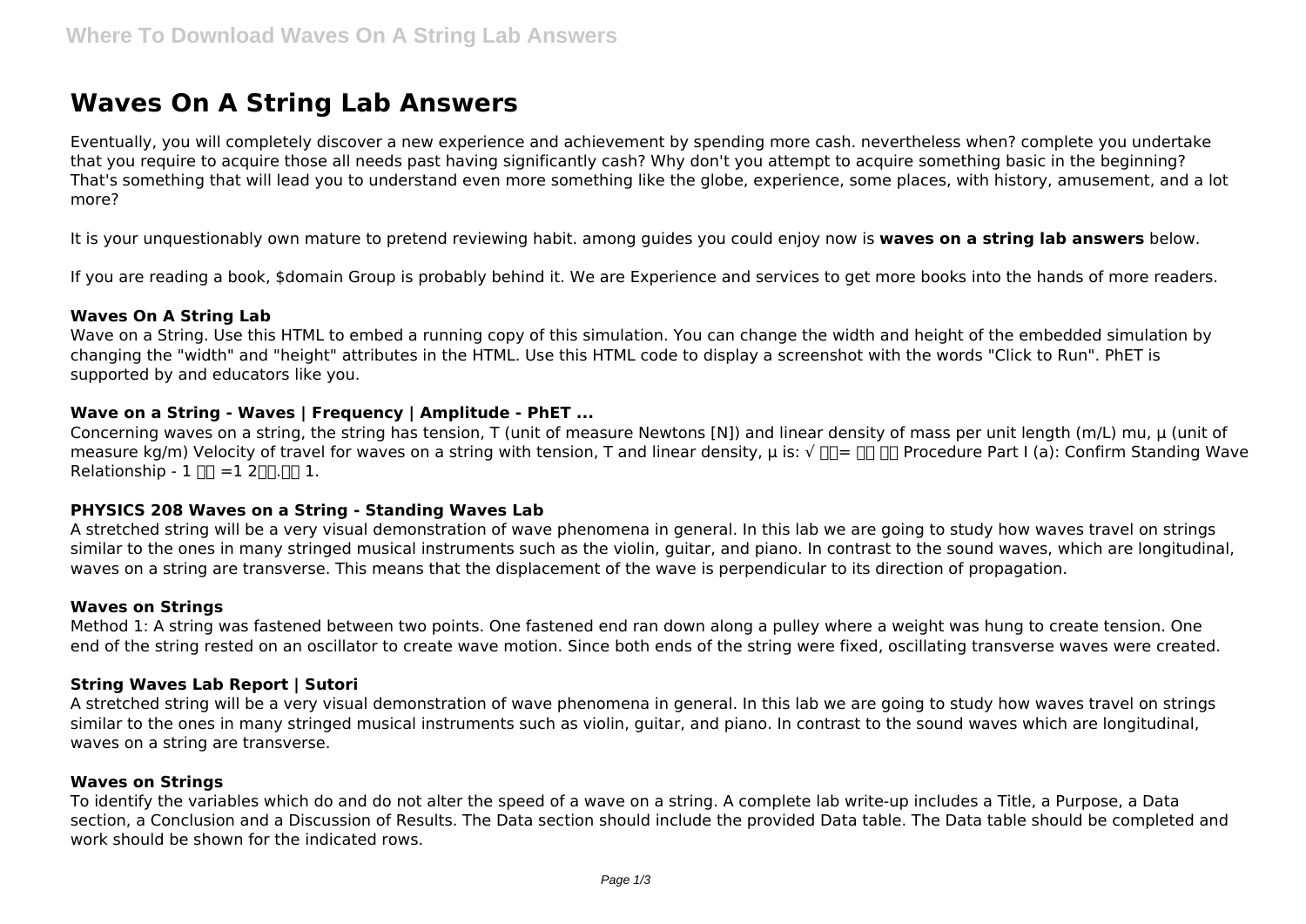# Waves On A String Lab Answers

Eventually, you will completely discover a new experience and achievement by spending more cash. nevertheless when? complete you undertake that you require to acquire those all needs past having significantly cash? Why don't you attempt to acquire something basic in the beginning? That's something that will lead you to understand even more something like the globe, experience, some places, with history, amusement, and a lot more?

It is your unquestionably own mature to pretend reviewing habit. among guides you could enjoy now is **waves on a string lab answers** below.

If you are reading a book, $domain Group is probably behind it. We are Experience and services to get more books into the hands of more readers.

### Waves On A String Lab

Wave on a String. Use this HTML to embed a running copy of this simulation. You can change the width and height of the embedded simulation by changing the "width" and "height" attributes in the HTML. Use this HTML code to display a screenshot with the words "Click to Run". PhET is supported by and educators like you.

### Wave on a String - Waves | Frequency | Amplitude - PhET ...

Concerning waves on a string, the string has tension, T (unit of measure Newtons [N]) and linear density of mass per unit length (m/L) mu, μ (unit of measure kg/m) Velocity of travel for waves on a string with tension, T and linear density, μ is: √ □□= □□ □□ Procedure Part I (a): Confirm Standing Wave Relationship - 1 □□ =1 2□□.□□ 1.

### PHYSICS 208 Waves on a String - Standing Waves Lab

A stretched string will be a very visual demonstration of wave phenomena in general. In this lab we are going to study how waves travel on strings similar to the ones in many stringed musical instruments such as the violin, guitar, and piano. In contrast to the sound waves, which are longitudinal, waves on a string are transverse. This means that the displacement of the wave is perpendicular to its direction of propagation.

### Waves on Strings

Method 1: A string was fastened between two points. One fastened end ran down along a pulley where a weight was hung to create tension. One end of the string rested on an oscillator to create wave motion. Since both ends of the string were fixed, oscillating transverse waves were created.

### String Waves Lab Report | Sutori

A stretched string will be a very visual demonstration of wave phenomena in general. In this lab we are going to study how waves travel on strings similar to the ones in many stringed musical instruments such as violin, guitar, and piano. In contrast to the sound waves which are longitudinal, waves on a string are transverse.

### Waves on Strings

To identify the variables which do and do not alter the speed of a wave on a string. A complete lab write-up includes a Title, a Purpose, a Data section, a Conclusion and a Discussion of Results. The Data section should include the provided Data table. The Data table should be completed and work should be shown for the indicated rows.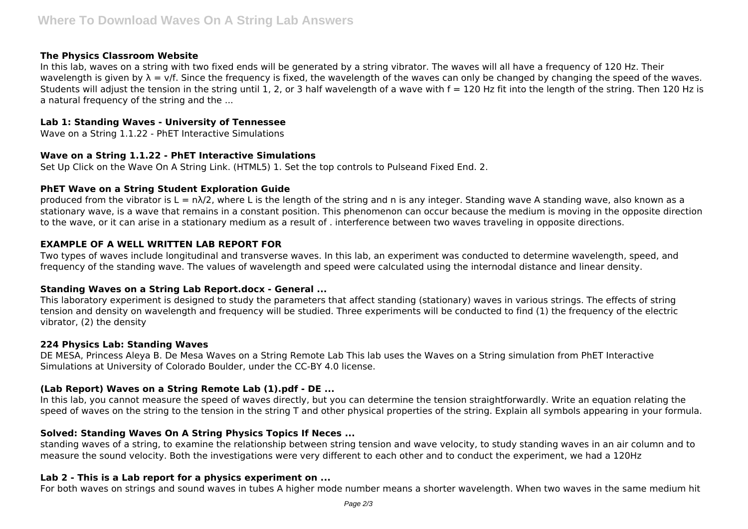### The Physics Classroom Website

In this lab, waves on a string with two fixed ends will be generated by a string vibrator. The waves will all have a frequency of 120 Hz. Their wavelength is given by $\lambda = v/f$. Since the frequency is fixed, the wavelength of the waves can only be changed by changing the speed of the waves. Students will adjust the tension in the string until 1, 2, or 3 half wavelength of a wave with $f = 120$ Hz fit into the length of the string. Then 120 Hz is a natural frequency of the string and the ...

### Lab 1: Standing Waves - University of Tennessee

Wave on a String 1.1.22 - PhET Interactive Simulations

### Wave on a String 1.1.22 - PhET Interactive Simulations

Set Up Click on the Wave On A String Link. (HTML5) 1. Set the top controls to Pulseand Fixed End. 2.

### PhET Wave on a String Student Exploration Guide

produced from the vibrator is $L = n\lambda/2$, where L is the length of the string and n is any integer. Standing wave A standing wave, also known as a stationary wave, is a wave that remains in a constant position. This phenomenon can occur because the medium is moving in the opposite direction to the wave, or it can arise in a stationary medium as a result of . interference between two waves traveling in opposite directions.

### EXAMPLE OF A WELL WRITTEN LAB REPORT FOR

Two types of waves include longitudinal and transverse waves. In this lab, an experiment was conducted to determine wavelength, speed, and frequency of the standing wave. The values of wavelength and speed were calculated using the internodal distance and linear density.

### Standing Waves on a String Lab Report.docx - General ...

This laboratory experiment is designed to study the parameters that affect standing (stationary) waves in various strings. The effects of string tension and density on wavelength and frequency will be studied. Three experiments will be conducted to find (1) the frequency of the electric vibrator, (2) the density

### 224 Physics Lab: Standing Waves

DE MESA, Princess Aleya B. De Mesa Waves on a String Remote Lab This lab uses the Waves on a String simulation from PhET Interactive Simulations at University of Colorado Boulder, under the CC-BY 4.0 license.

### (Lab Report) Waves on a String Remote Lab (1).pdf - DE ...

In this lab, you cannot measure the speed of waves directly, but you can determine the tension straightforwardly. Write an equation relating the speed of waves on the string to the tension in the string T and other physical properties of the string. Explain all symbols appearing in your formula.

### Solved: Standing Waves On A String Physics Topics If Neces ...

standing waves of a string, to examine the relationship between string tension and wave velocity, to study standing waves in an air column and to measure the sound velocity. Both the investigations were very different to each other and to conduct the experiment, we had a 120Hz

### Lab 2 - This is a Lab report for a physics experiment on ...

For both waves on strings and sound waves in tubes A higher mode number means a shorter wavelength. When two waves in the same medium hit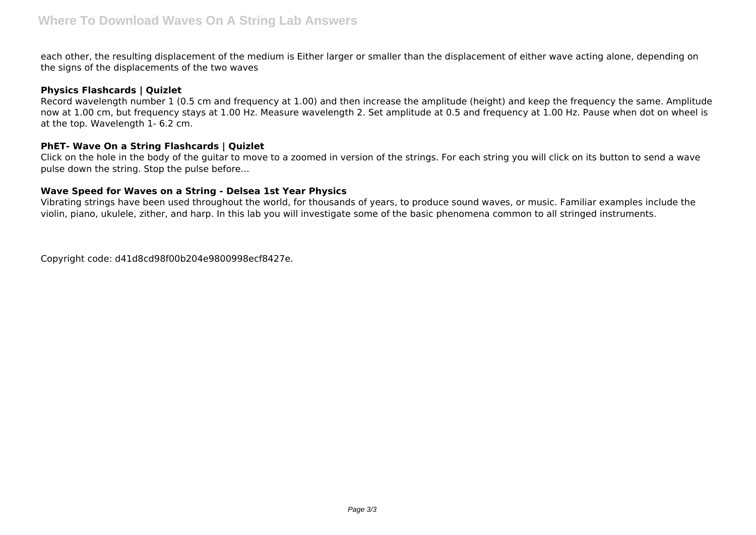each other, the resulting displacement of the medium is Either larger or smaller than the displacement of either wave acting alone, depending on the signs of the displacements of the two waves

**Physics Flashcards | Quizlet**

Record wavelength number 1 (0.5 cm and frequency at 1.00) and then increase the amplitude (height) and keep the frequency the same. Amplitude now at 1.00 cm, but frequency stays at 1.00 Hz. Measure wavelength 2. Set amplitude at 0.5 and frequency at 1.00 Hz. Pause when dot on wheel is at the top. Wavelength 1- 6.2 cm.

**PhET- Wave On a String Flashcards | Quizlet**

Click on the hole in the body of the guitar to move to a zoomed in version of the strings. For each string you will click on its button to send a wave pulse down the string. Stop the pulse before...

**Wave Speed for Waves on a String - Delsea 1st Year Physics**

Vibrating strings have been used throughout the world, for thousands of years, to produce sound waves, or music. Familiar examples include the violin, piano, ukulele, zither, and harp. In this lab you will investigate some of the basic phenomena common to all stringed instruments.

Copyright code: d41d8cd98f00b204e9800998ecf8427e.